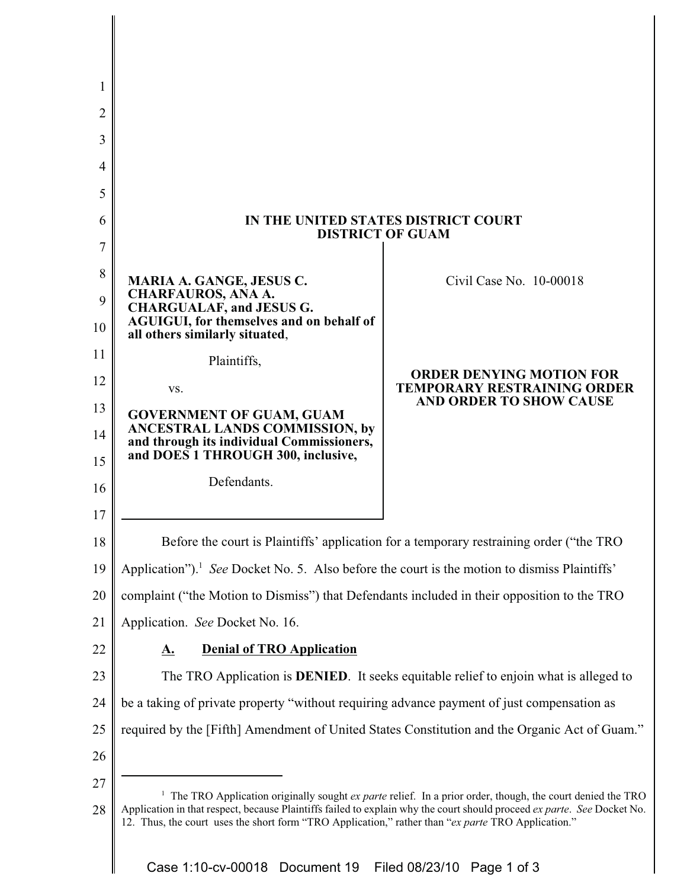**IN THE UNITED STATES DISTRICT COURT**
**DISTRICT OF GUAM**

| | |
|---|---|
| **MARIA A. GANGE, JESUS C. CHARFAUROS, ANA A. CHARGUALAF, and JESUS G. AGUIGUI, for themselves and on behalf of all others similarly situated**, <br><br> Plaintiffs, <br><br> vs. <br><br> **GOVERNMENT OF GUAM, GUAM ANCESTRAL LANDS COMMISSION, by and through its individual Commissioners, and DOES 1 THROUGH 300, inclusive,** <br><br> Defendants. | Civil Case No. 10-00018 <br><br> **ORDER DENYING MOTION FOR TEMPORARY RESTRAINING ORDER AND ORDER TO SHOW CAUSE** |

Before the court is Plaintiffs' application for a temporary restraining order ("the TRO Application").[1] *See* Docket No. 5. Also before the court is the motion to dismiss Plaintiffs' complaint ("the Motion to Dismiss") that Defendants included in their opposition to the TRO Application. *See* Docket No. 16.

**A. Denial of TRO Application**

The TRO Application is **DENIED**. It seeks equitable relief to enjoin what is alleged to be a taking of private property "without requiring advance payment of just compensation as required by the [Fifth] Amendment of United States Constitution and the Organic Act of Guam."

[1] The TRO Application originally sought *ex parte* relief. In a prior order, though, the court denied the TRO Application in that respect, because Plaintiffs failed to explain why the court should proceed *ex parte*. *See* Docket No. 12. Thus, the court uses the short form "TRO Application," rather than "*ex parte* TRO Application."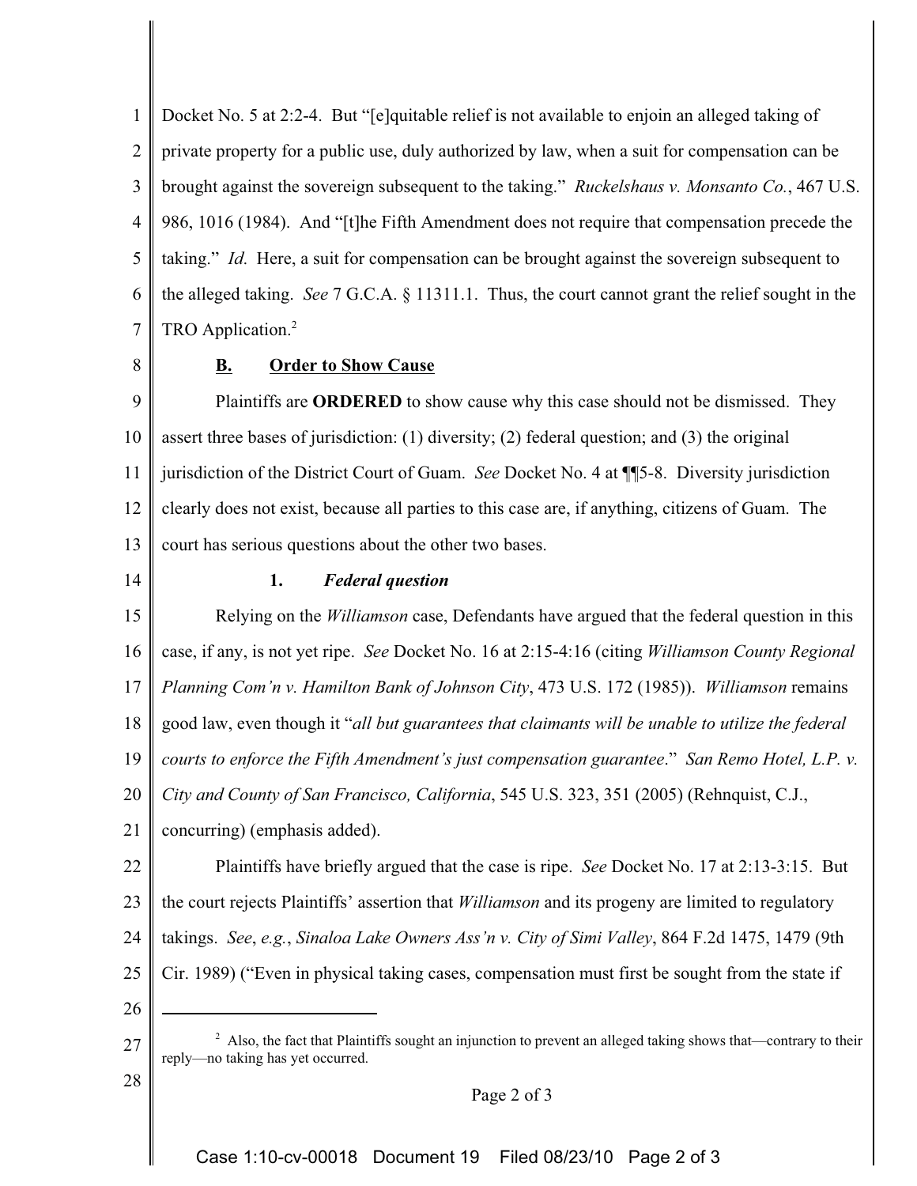Docket No. 5 at 2:2-4. But "[e]quitable relief is not available to enjoin an alleged taking of private property for a public use, duly authorized by law, when a suit for compensation can be brought against the sovereign subsequent to the taking." *Ruckelshaus v. Monsanto Co.*, 467 U.S. 986, 1016 (1984). And "[t]he Fifth Amendment does not require that compensation precede the taking." *Id.* Here, a suit for compensation can be brought against the sovereign subsequent to the alleged taking. *See* 7 G.C.A. § 11311.1. Thus, the court cannot grant the relief sought in the TRO Application.[2]

**B. Order to Show Cause**

Plaintiffs are **ORDERED** to show cause why this case should not be dismissed. They assert three bases of jurisdiction: (1) diversity; (2) federal question; and (3) the original jurisdiction of the District Court of Guam. *See* Docket No. 4 at ¶¶5-8. Diversity jurisdiction clearly does not exist, because all parties to this case are, if anything, citizens of Guam. The court has serious questions about the other two bases.

**1. *Federal question***

Relying on the *Williamson* case, Defendants have argued that the federal question in this case, if any, is not yet ripe. *See* Docket No. 16 at 2:15-4:16 (citing *Williamson County Regional Planning Com'n v. Hamilton Bank of Johnson City*, 473 U.S. 172 (1985)). *Williamson* remains good law, even though it "*all but guarantees that claimants will be unable to utilize the federal courts to enforce the Fifth Amendment's just compensation guarantee*." *San Remo Hotel, L.P. v. City and County of San Francisco, California*, 545 U.S. 323, 351 (2005) (Rehnquist, C.J., concurring) (emphasis added).

Plaintiffs have briefly argued that the case is ripe. *See* Docket No. 17 at 2:13-3:15. But the court rejects Plaintiffs' assertion that *Williamson* and its progeny are limited to regulatory takings. *See*, *e.g.*, *Sinaloa Lake Owners Ass'n v. City of Simi Valley*, 864 F.2d 1475, 1479 (9th Cir. 1989) ("Even in physical taking cases, compensation must first be sought from the state if

---

[2] Also, the fact that Plaintiffs sought an injunction to prevent an alleged taking shows that—contrary to their reply—no taking has yet occurred.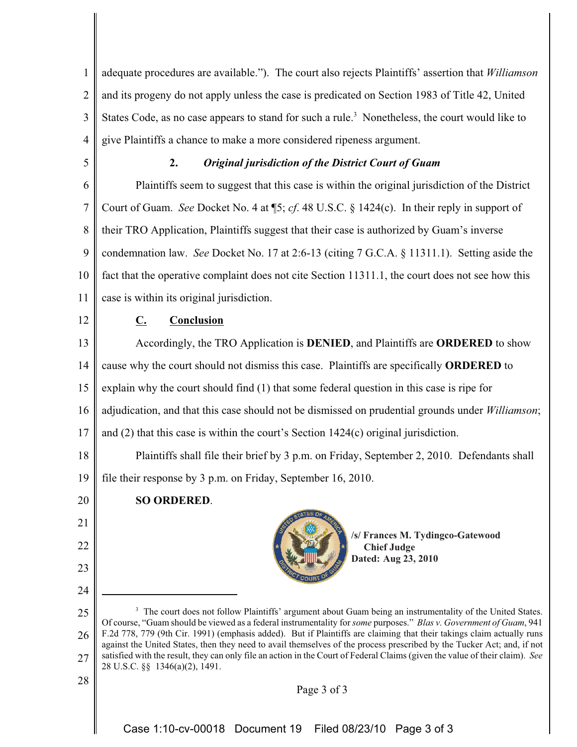adequate procedures are available."). The court also rejects Plaintiffs' assertion that *Williamson* and its progeny do not apply unless the case is predicated on Section 1983 of Title 42, United States Code, as no case appears to stand for such a rule.[3] Nonetheless, the court would like to give Plaintiffs a chance to make a more considered ripeness argument.

### 2. *Original jurisdiction of the District Court of Guam*

Plaintiffs seem to suggest that this case is within the original jurisdiction of the District Court of Guam. *See* Docket No. 4 at ¶5; *cf*. 48 U.S.C. § 1424(c). In their reply in support of their TRO Application, Plaintiffs suggest that their case is authorized by Guam's inverse condemnation law. *See* Docket No. 17 at 2:6-13 (citing 7 G.C.A. § 11311.1). Setting aside the fact that the operative complaint does not cite Section 11311.1, the court does not see how this case is within its original jurisdiction.

## C. Conclusion

Accordingly, the TRO Application is **DENIED**, and Plaintiffs are **ORDERED** to show cause why the court should not dismiss this case. Plaintiffs are specifically **ORDERED** to explain why the court should find (1) that some federal question in this case is ripe for adjudication, and that this case should not be dismissed on prudential grounds under *Williamson*; and (2) that this case is within the court's Section 1424(c) original jurisdiction.

Plaintiffs shall file their brief by 3 p.m. on Friday, September 2, 2010. Defendants shall file their response by 3 p.m. on Friday, September 16, 2010.

**SO ORDERED**.

**/s/ Frances M. Tydingco-Gatewood**
**Chief Judge**
**Dated: Aug 23, 2010**

---

[3] The court does not follow Plaintiffs' argument about Guam being an instrumentality of the United States. Of course, "Guam should be viewed as a federal instrumentality for *some* purposes." *Blas v. Government of Guam*, 941 F.2d 778, 779 (9th Cir. 1991) (emphasis added). But if Plaintiffs are claiming that their takings claim actually runs against the United States, then they need to avail themselves of the process prescribed by the Tucker Act; and, if not satisfied with the result, they can only file an action in the Court of Federal Claims (given the value of their claim). *See* 28 U.S.C. §§ 1346(a)(2), 1491.